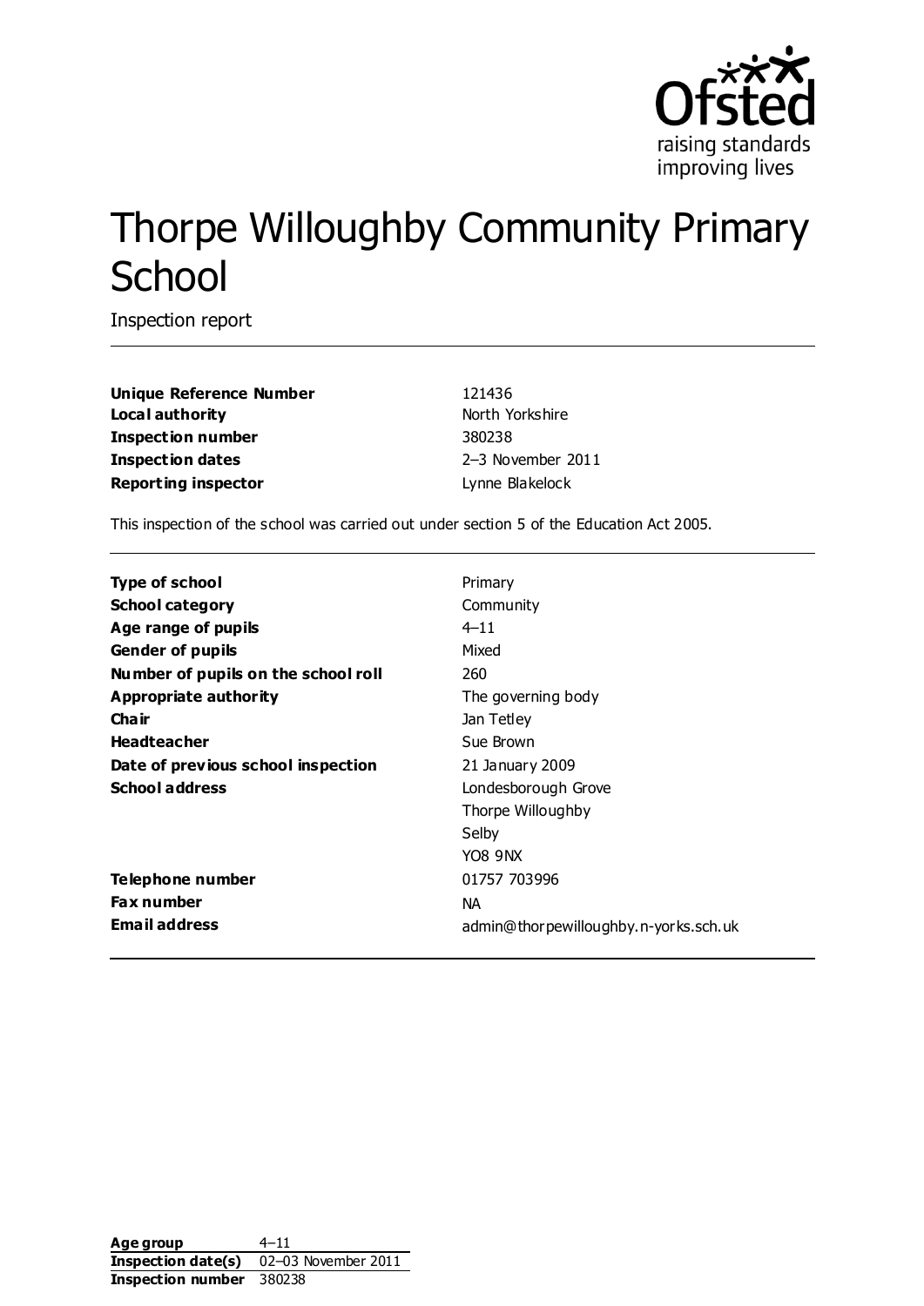# Thorpe Willoughby Community Primary School

Inspection report

| | |
|---|---|
| **Unique Reference Number** | 121436 |
| **Local authority** | North Yorkshire |
| **Inspection number** | 380238 |
| **Inspection dates** | 2–3 November 2011 |
| **Reporting inspector** | Lynne Blakelock |

This inspection of the school was carried out under section 5 of the Education Act 2005.

| | |
|---|---|
| **Type of school** | Primary |
| **School category** | Community |
| **Age range of pupils** | 4–11 |
| **Gender of pupils** | Mixed |
| **Number of pupils on the school roll** | 260 |
| **Appropriate authority** | The governing body |
| **Chair** | Jan Tetley |
| **Headteacher** | Sue Brown |
| **Date of previous school inspection** | 21 January 2009 |
| **School address** | Londesborough Grove<br>Thorpe Willoughby<br>Selby<br>YO8 9NX |
| **Telephone number** | 01757 703996 |
| **Fax number** | NA |
| **Email address** | admin@thorpewilloughby.n-yorks.sch.uk |

| | |
|---|---|
| **Age group** | 4–11 |
| **Inspection date(s)** | 02–03 November 2011 |
| **Inspection number** | 380238 |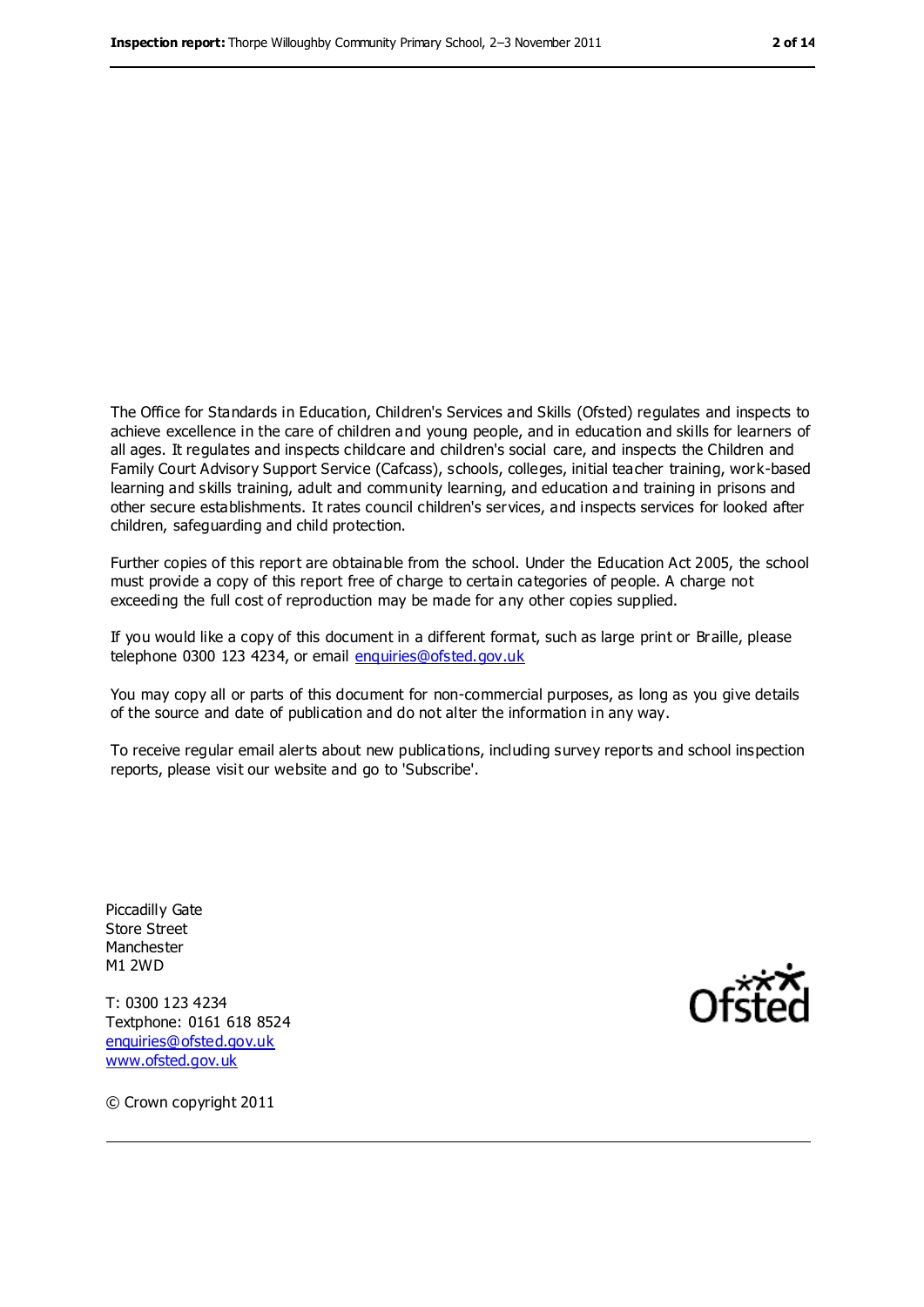The Office for Standards in Education, Children's Services and Skills (Ofsted) regulates and inspects to achieve excellence in the care of children and young people, and in education and skills for learners of all ages. It regulates and inspects childcare and children's social care, and inspects the Children and Family Court Advisory Support Service (Cafcass), schools, colleges, initial teacher training, work-based learning and skills training, adult and community learning, and education and training in prisons and other secure establishments. It rates council children's services, and inspects services for looked after children, safeguarding and child protection.

Further copies of this report are obtainable from the school. Under the Education Act 2005, the school must provide a copy of this report free of charge to certain categories of people. A charge not exceeding the full cost of reproduction may be made for any other copies supplied.

If you would like a copy of this document in a different format, such as large print or Braille, please telephone 0300 123 4234, or email enquiries@ofsted.gov.uk

You may copy all or parts of this document for non-commercial purposes, as long as you give details of the source and date of publication and do not alter the information in any way.

To receive regular email alerts about new publications, including survey reports and school inspection reports, please visit our website and go to 'Subscribe'.

Piccadilly Gate
Store Street
Manchester
M1 2WD

T: 0300 123 4234
Textphone: 0161 618 8524
enquiries@ofsted.gov.uk
www.ofsted.gov.uk

Ofsted

© Crown copyright 2011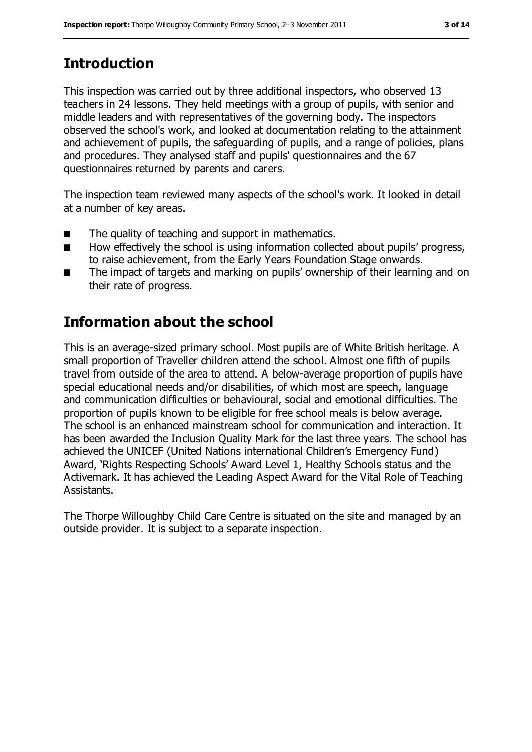## Introduction

This inspection was carried out by three additional inspectors, who observed 13 teachers in 24 lessons. They held meetings with a group of pupils, with senior and middle leaders and with representatives of the governing body. The inspectors observed the school's work, and looked at documentation relating to the attainment and achievement of pupils, the safeguarding of pupils, and a range of policies, plans and procedures. They analysed staff and pupils' questionnaires and the 67 questionnaires returned by parents and carers.

The inspection team reviewed many aspects of the school's work. It looked in detail at a number of key areas.

- The quality of teaching and support in mathematics.
- How effectively the school is using information collected about pupils' progress, to raise achievement, from the Early Years Foundation Stage onwards.
- The impact of targets and marking on pupils' ownership of their learning and on their rate of progress.

## Information about the school

This is an average-sized primary school. Most pupils are of White British heritage. A small proportion of Traveller children attend the school. Almost one fifth of pupils travel from outside of the area to attend. A below-average proportion of pupils have special educational needs and/or disabilities, of which most are speech, language and communication difficulties or behavioural, social and emotional difficulties. The proportion of pupils known to be eligible for free school meals is below average. The school is an enhanced mainstream school for communication and interaction. It has been awarded the Inclusion Quality Mark for the last three years. The school has achieved the UNICEF (United Nations international Children's Emergency Fund) Award, 'Rights Respecting Schools' Award Level 1, Healthy Schools status and the Activemark. It has achieved the Leading Aspect Award for the Vital Role of Teaching Assistants.

The Thorpe Willoughby Child Care Centre is situated on the site and managed by an outside provider. It is subject to a separate inspection.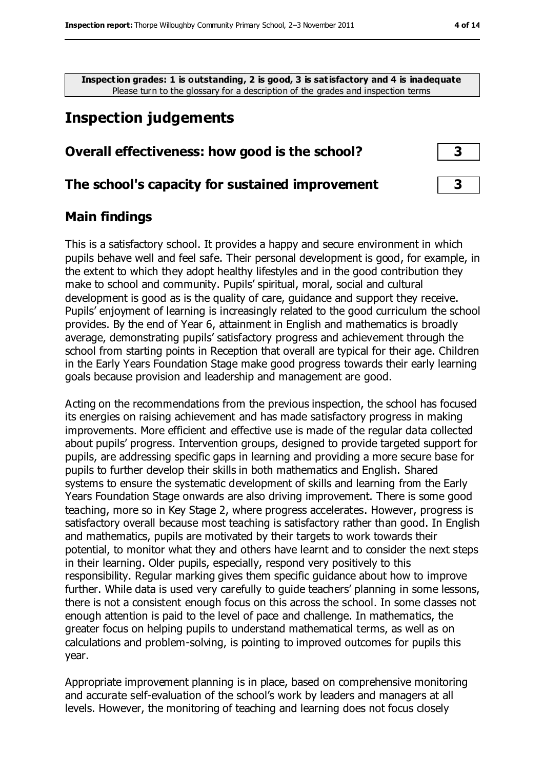**Inspection grades: 1 is outstanding, 2 is good, 3 is satisfactory and 4 is inadequate**
Please turn to the glossary for a description of the grades and inspection terms

# Inspection judgements

## Overall effectiveness: how good is the school? 3

## The school's capacity for sustained improvement 3

## Main findings

This is a satisfactory school. It provides a happy and secure environment in which pupils behave well and feel safe. Their personal development is good, for example, in the extent to which they adopt healthy lifestyles and in the good contribution they make to school and community. Pupils' spiritual, moral, social and cultural development is good as is the quality of care, guidance and support they receive. Pupils' enjoyment of learning is increasingly related to the good curriculum the school provides. By the end of Year 6, attainment in English and mathematics is broadly average, demonstrating pupils' satisfactory progress and achievement through the school from starting points in Reception that overall are typical for their age. Children in the Early Years Foundation Stage make good progress towards their early learning goals because provision and leadership and management are good.

Acting on the recommendations from the previous inspection, the school has focused its energies on raising achievement and has made satisfactory progress in making improvements. More efficient and effective use is made of the regular data collected about pupils' progress. Intervention groups, designed to provide targeted support for pupils, are addressing specific gaps in learning and providing a more secure base for pupils to further develop their skills in both mathematics and English. Shared systems to ensure the systematic development of skills and learning from the Early Years Foundation Stage onwards are also driving improvement. There is some good teaching, more so in Key Stage 2, where progress accelerates. However, progress is satisfactory overall because most teaching is satisfactory rather than good. In English and mathematics, pupils are motivated by their targets to work towards their potential, to monitor what they and others have learnt and to consider the next steps in their learning. Older pupils, especially, respond very positively to this responsibility. Regular marking gives them specific guidance about how to improve further. While data is used very carefully to guide teachers' planning in some lessons, there is not a consistent enough focus on this across the school. In some classes not enough attention is paid to the level of pace and challenge. In mathematics, the greater focus on helping pupils to understand mathematical terms, as well as on calculations and problem-solving, is pointing to improved outcomes for pupils this year.

Appropriate improvement planning is in place, based on comprehensive monitoring and accurate self-evaluation of the school's work by leaders and managers at all levels. However, the monitoring of teaching and learning does not focus closely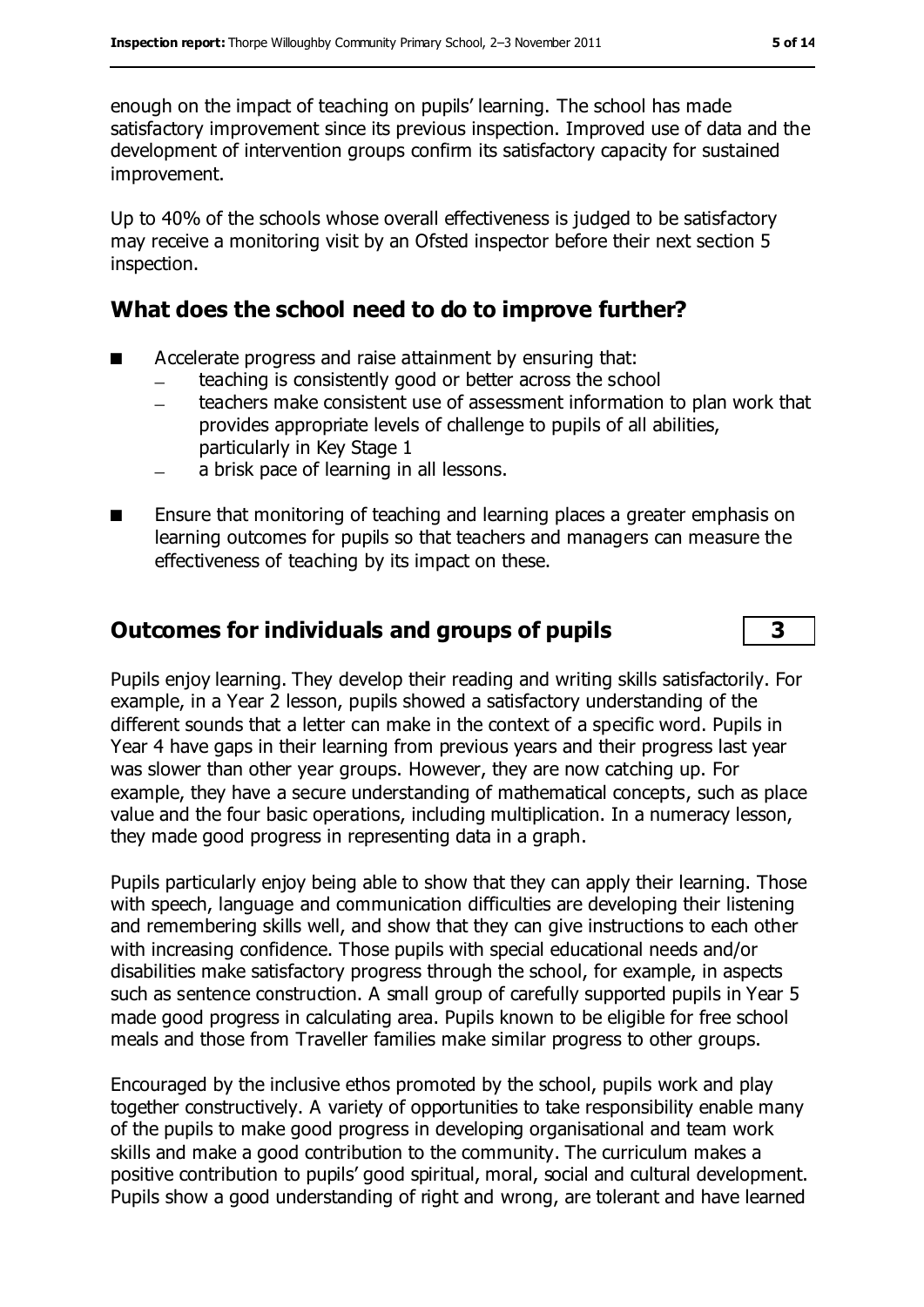enough on the impact of teaching on pupils' learning. The school has made satisfactory improvement since its previous inspection. Improved use of data and the development of intervention groups confirm its satisfactory capacity for sustained improvement.

Up to 40% of the schools whose overall effectiveness is judged to be satisfactory may receive a monitoring visit by an Ofsted inspector before their next section 5 inspection.

## What does the school need to do to improve further?

- Accelerate progress and raise attainment by ensuring that:
  - teaching is consistently good or better across the school
  - teachers make consistent use of assessment information to plan work that provides appropriate levels of challenge to pupils of all abilities, particularly in Key Stage 1
  - a brisk pace of learning in all lessons.
- Ensure that monitoring of teaching and learning places a greater emphasis on learning outcomes for pupils so that teachers and managers can measure the effectiveness of teaching by its impact on these.

## Outcomes for individuals and groups of pupils — 3

Pupils enjoy learning. They develop their reading and writing skills satisfactorily. For example, in a Year 2 lesson, pupils showed a satisfactory understanding of the different sounds that a letter can make in the context of a specific word. Pupils in Year 4 have gaps in their learning from previous years and their progress last year was slower than other year groups. However, they are now catching up. For example, they have a secure understanding of mathematical concepts, such as place value and the four basic operations, including multiplication. In a numeracy lesson, they made good progress in representing data in a graph.

Pupils particularly enjoy being able to show that they can apply their learning. Those with speech, language and communication difficulties are developing their listening and remembering skills well, and show that they can give instructions to each other with increasing confidence. Those pupils with special educational needs and/or disabilities make satisfactory progress through the school, for example, in aspects such as sentence construction. A small group of carefully supported pupils in Year 5 made good progress in calculating area. Pupils known to be eligible for free school meals and those from Traveller families make similar progress to other groups.

Encouraged by the inclusive ethos promoted by the school, pupils work and play together constructively. A variety of opportunities to take responsibility enable many of the pupils to make good progress in developing organisational and team work skills and make a good contribution to the community. The curriculum makes a positive contribution to pupils' good spiritual, moral, social and cultural development. Pupils show a good understanding of right and wrong, are tolerant and have learned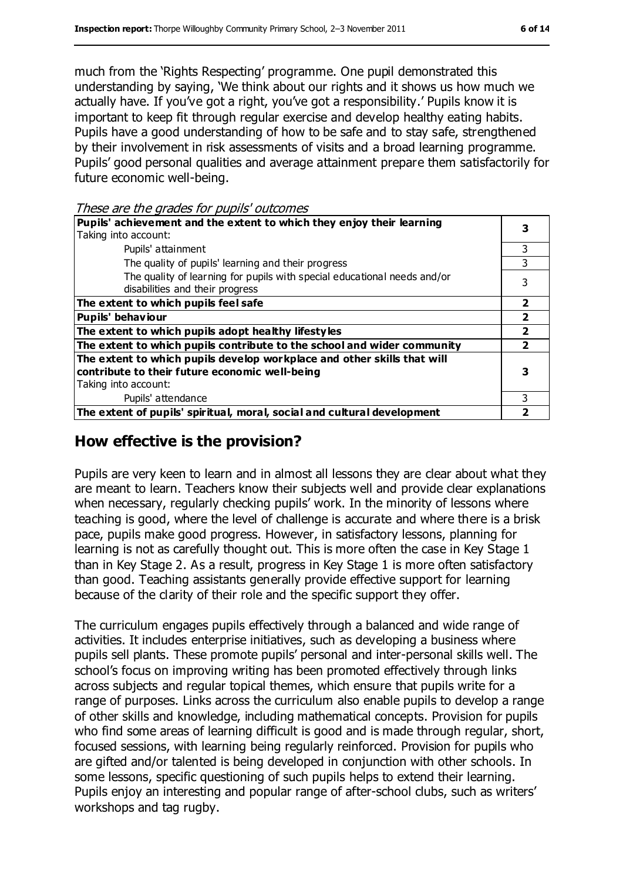much from the 'Rights Respecting' programme. One pupil demonstrated this understanding by saying, 'We think about our rights and it shows us how much we actually have. If you've got a right, you've got a responsibility.' Pupils know it is important to keep fit through regular exercise and develop healthy eating habits. Pupils have a good understanding of how to be safe and to stay safe, strengthened by their involvement in risk assessments of visits and a broad learning programme. Pupils' good personal qualities and average attainment prepare them satisfactorily for future economic well-being.

*These are the grades for pupils' outcomes*

| | |
|---|---|
| **Pupils' achievement and the extent to which they enjoy their learning** Taking into account: | **3** |
| Pupils' attainment | 3 |
| The quality of pupils' learning and their progress | 3 |
| The quality of learning for pupils with special educational needs and/or disabilities and their progress | 3 |
| **The extent to which pupils feel safe** | **2** |
| **Pupils' behaviour** | **2** |
| **The extent to which pupils adopt healthy lifestyles** | **2** |
| **The extent to which pupils contribute to the school and wider community** | **2** |
| **The extent to which pupils develop workplace and other skills that will contribute to their future economic well-being** Taking into account: | **3** |
| Pupils' attendance | 3 |
| **The extent of pupils' spiritual, moral, social and cultural development** | **2** |

## How effective is the provision?

Pupils are very keen to learn and in almost all lessons they are clear about what they are meant to learn. Teachers know their subjects well and provide clear explanations when necessary, regularly checking pupils' work. In the minority of lessons where teaching is good, where the level of challenge is accurate and where there is a brisk pace, pupils make good progress. However, in satisfactory lessons, planning for learning is not as carefully thought out. This is more often the case in Key Stage 1 than in Key Stage 2. As a result, progress in Key Stage 1 is more often satisfactory than good. Teaching assistants generally provide effective support for learning because of the clarity of their role and the specific support they offer.

The curriculum engages pupils effectively through a balanced and wide range of activities. It includes enterprise initiatives, such as developing a business where pupils sell plants. These promote pupils' personal and inter-personal skills well. The school's focus on improving writing has been promoted effectively through links across subjects and regular topical themes, which ensure that pupils write for a range of purposes. Links across the curriculum also enable pupils to develop a range of other skills and knowledge, including mathematical concepts. Provision for pupils who find some areas of learning difficult is good and is made through regular, short, focused sessions, with learning being regularly reinforced. Provision for pupils who are gifted and/or talented is being developed in conjunction with other schools. In some lessons, specific questioning of such pupils helps to extend their learning. Pupils enjoy an interesting and popular range of after-school clubs, such as writers' workshops and tag rugby.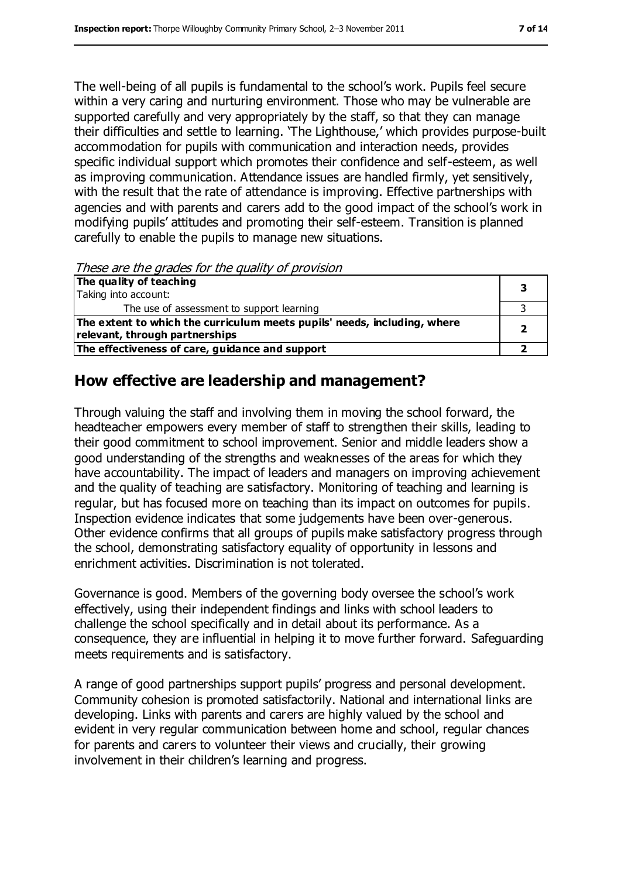The well-being of all pupils is fundamental to the school's work. Pupils feel secure within a very caring and nurturing environment. Those who may be vulnerable are supported carefully and very appropriately by the staff, so that they can manage their difficulties and settle to learning. 'The Lighthouse,' which provides purpose-built accommodation for pupils with communication and interaction needs, provides specific individual support which promotes their confidence and self-esteem, as well as improving communication. Attendance issues are handled firmly, yet sensitively, with the result that the rate of attendance is improving. Effective partnerships with agencies and with parents and carers add to the good impact of the school's work in modifying pupils' attitudes and promoting their self-esteem. Transition is planned carefully to enable the pupils to manage new situations.

*These are the grades for the quality of provision*

| | |
|---|---|
| **The quality of teaching**<br>Taking into account: | **3** |
| The use of assessment to support learning | 3 |
| **The extent to which the curriculum meets pupils' needs, including, where relevant, through partnerships** | **2** |
| **The effectiveness of care, guidance and support** | **2** |

## How effective are leadership and management?

Through valuing the staff and involving them in moving the school forward, the headteacher empowers every member of staff to strengthen their skills, leading to their good commitment to school improvement. Senior and middle leaders show a good understanding of the strengths and weaknesses of the areas for which they have accountability. The impact of leaders and managers on improving achievement and the quality of teaching are satisfactory. Monitoring of teaching and learning is regular, but has focused more on teaching than its impact on outcomes for pupils. Inspection evidence indicates that some judgements have been over-generous. Other evidence confirms that all groups of pupils make satisfactory progress through the school, demonstrating satisfactory equality of opportunity in lessons and enrichment activities. Discrimination is not tolerated.

Governance is good. Members of the governing body oversee the school's work effectively, using their independent findings and links with school leaders to challenge the school specifically and in detail about its performance. As a consequence, they are influential in helping it to move further forward. Safeguarding meets requirements and is satisfactory.

A range of good partnerships support pupils' progress and personal development. Community cohesion is promoted satisfactorily. National and international links are developing. Links with parents and carers are highly valued by the school and evident in very regular communication between home and school, regular chances for parents and carers to volunteer their views and crucially, their growing involvement in their children's learning and progress.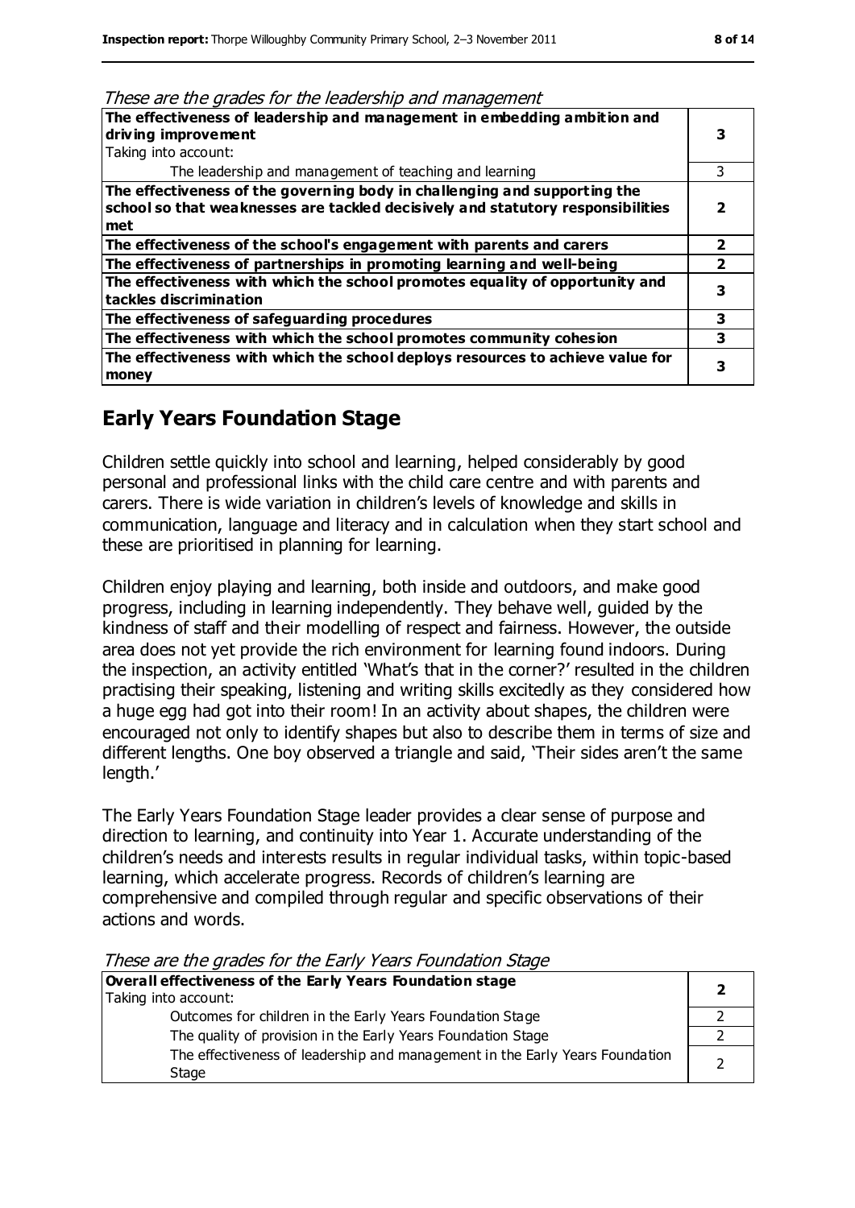*These are the grades for the leadership and management*

| | |
|---|---|
| **The effectiveness of leadership and management in embedding ambition and driving improvement**<br>Taking into account: | **3** |
| The leadership and management of teaching and learning | 3 |
| **The effectiveness of the governing body in challenging and supporting the school so that weaknesses are tackled decisively and statutory responsibilities met** | **2** |
| **The effectiveness of the school's engagement with parents and carers** | **2** |
| **The effectiveness of partnerships in promoting learning and well-being** | **2** |
| **The effectiveness with which the school promotes equality of opportunity and tackles discrimination** | **3** |
| **The effectiveness of safeguarding procedures** | **3** |
| **The effectiveness with which the school promotes community cohesion** | **3** |
| **The effectiveness with which the school deploys resources to achieve value for money** | **3** |

## Early Years Foundation Stage

Children settle quickly into school and learning, helped considerably by good personal and professional links with the child care centre and with parents and carers. There is wide variation in children's levels of knowledge and skills in communication, language and literacy and in calculation when they start school and these are prioritised in planning for learning.

Children enjoy playing and learning, both inside and outdoors, and make good progress, including in learning independently. They behave well, guided by the kindness of staff and their modelling of respect and fairness. However, the outside area does not yet provide the rich environment for learning found indoors. During the inspection, an activity entitled 'What's that in the corner?' resulted in the children practising their speaking, listening and writing skills excitedly as they considered how a huge egg had got into their room! In an activity about shapes, the children were encouraged not only to identify shapes but also to describe them in terms of size and different lengths. One boy observed a triangle and said, 'Their sides aren't the same length.'

The Early Years Foundation Stage leader provides a clear sense of purpose and direction to learning, and continuity into Year 1. Accurate understanding of the children's needs and interests results in regular individual tasks, within topic-based learning, which accelerate progress. Records of children's learning are comprehensive and compiled through regular and specific observations of their actions and words.

*These are the grades for the Early Years Foundation Stage*

| | |
|---|---|
| **Overall effectiveness of the Early Years Foundation stage**<br>Taking into account: | **2** |
| Outcomes for children in the Early Years Foundation Stage | 2 |
| The quality of provision in the Early Years Foundation Stage | 2 |
| The effectiveness of leadership and management in the Early Years Foundation Stage | 2 |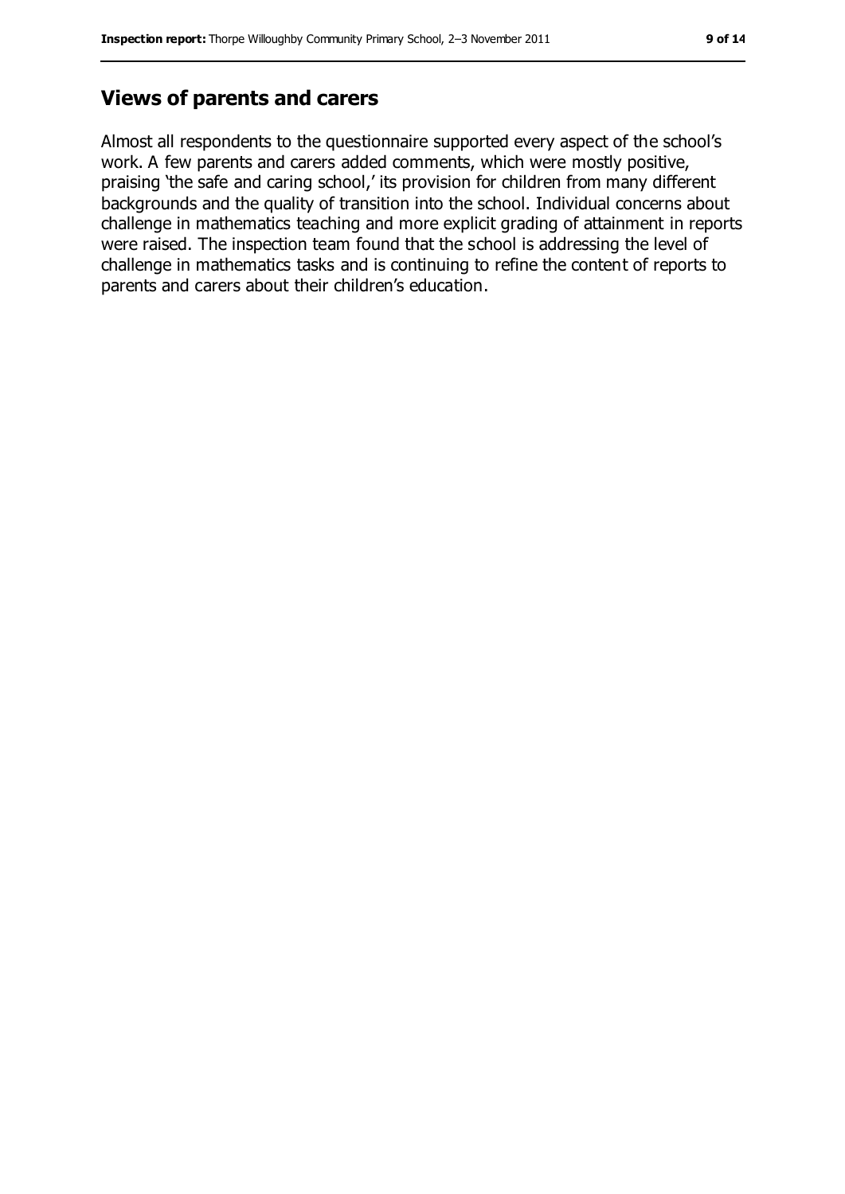## Views of parents and carers

Almost all respondents to the questionnaire supported every aspect of the school's work. A few parents and carers added comments, which were mostly positive, praising 'the safe and caring school,' its provision for children from many different backgrounds and the quality of transition into the school. Individual concerns about challenge in mathematics teaching and more explicit grading of attainment in reports were raised. The inspection team found that the school is addressing the level of challenge in mathematics tasks and is continuing to refine the content of reports to parents and carers about their children's education.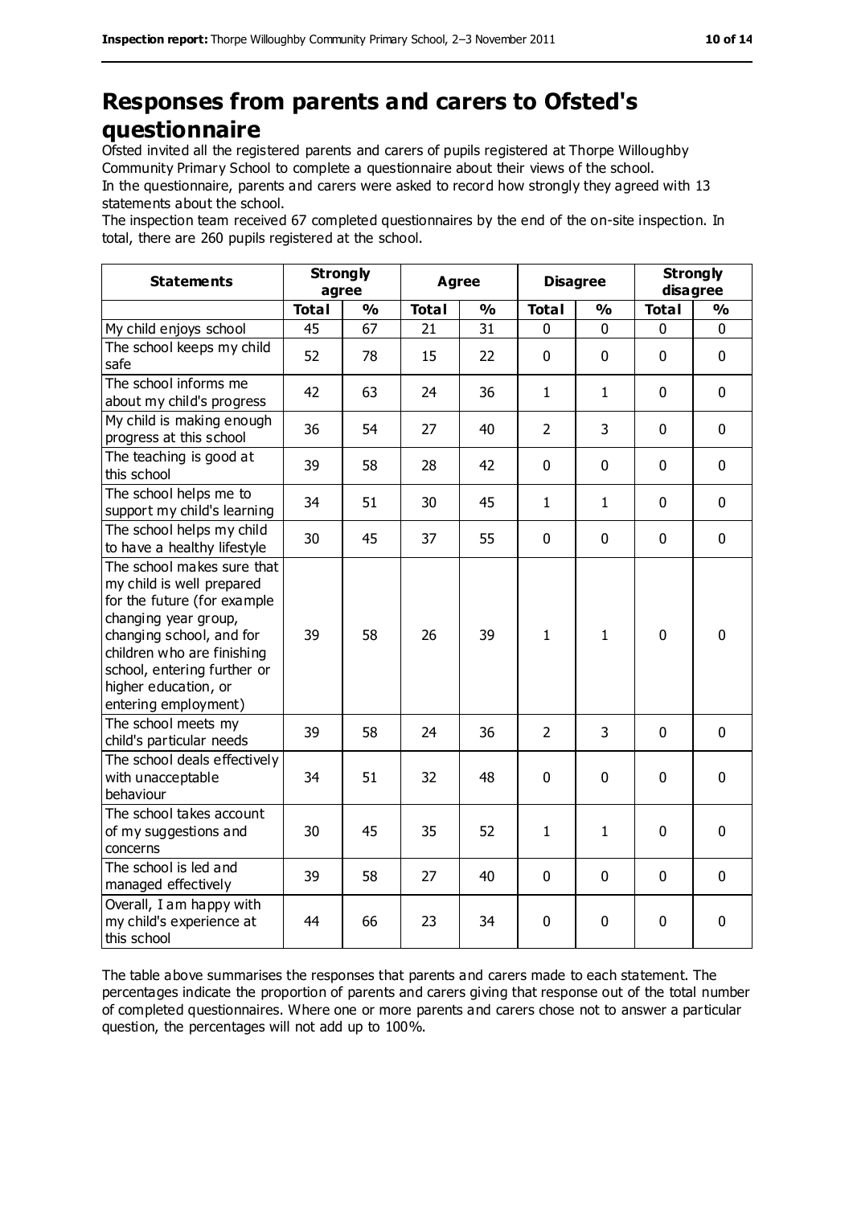# Responses from parents and carers to Ofsted's questionnaire

Ofsted invited all the registered parents and carers of pupils registered at Thorpe Willoughby Community Primary School to complete a questionnaire about their views of the school.

In the questionnaire, parents and carers were asked to record how strongly they agreed with 13 statements about the school.

The inspection team received 67 completed questionnaires by the end of the on-site inspection. In total, there are 260 pupils registered at the school.

| Statements | Strongly agree | | Agree | | Disagree | | Strongly disagree | |
|---|---|---|---|---|---|---|---|---|
| | **Total** | **%** | **Total** | **%** | **Total** | **%** | **Total** | **%** |
| My child enjoys school | 45 | 67 | 21 | 31 | 0 | 0 | 0 | 0 |
| The school keeps my child safe | 52 | 78 | 15 | 22 | 0 | 0 | 0 | 0 |
| The school informs me about my child's progress | 42 | 63 | 24 | 36 | 1 | 1 | 0 | 0 |
| My child is making enough progress at this school | 36 | 54 | 27 | 40 | 2 | 3 | 0 | 0 |
| The teaching is good at this school | 39 | 58 | 28 | 42 | 0 | 0 | 0 | 0 |
| The school helps me to support my child's learning | 34 | 51 | 30 | 45 | 1 | 1 | 0 | 0 |
| The school helps my child to have a healthy lifestyle | 30 | 45 | 37 | 55 | 0 | 0 | 0 | 0 |
| The school makes sure that my child is well prepared for the future (for example changing year group, changing school, and for children who are finishing school, entering further or higher education, or entering employment) | 39 | 58 | 26 | 39 | 1 | 1 | 0 | 0 |
| The school meets my child's particular needs | 39 | 58 | 24 | 36 | 2 | 3 | 0 | 0 |
| The school deals effectively with unacceptable behaviour | 34 | 51 | 32 | 48 | 0 | 0 | 0 | 0 |
| The school takes account of my suggestions and concerns | 30 | 45 | 35 | 52 | 1 | 1 | 0 | 0 |
| The school is led and managed effectively | 39 | 58 | 27 | 40 | 0 | 0 | 0 | 0 |
| Overall, I am happy with my child's experience at this school | 44 | 66 | 23 | 34 | 0 | 0 | 0 | 0 |

The table above summarises the responses that parents and carers made to each statement. The percentages indicate the proportion of parents and carers giving that response out of the total number of completed questionnaires. Where one or more parents and carers chose not to answer a particular question, the percentages will not add up to 100%.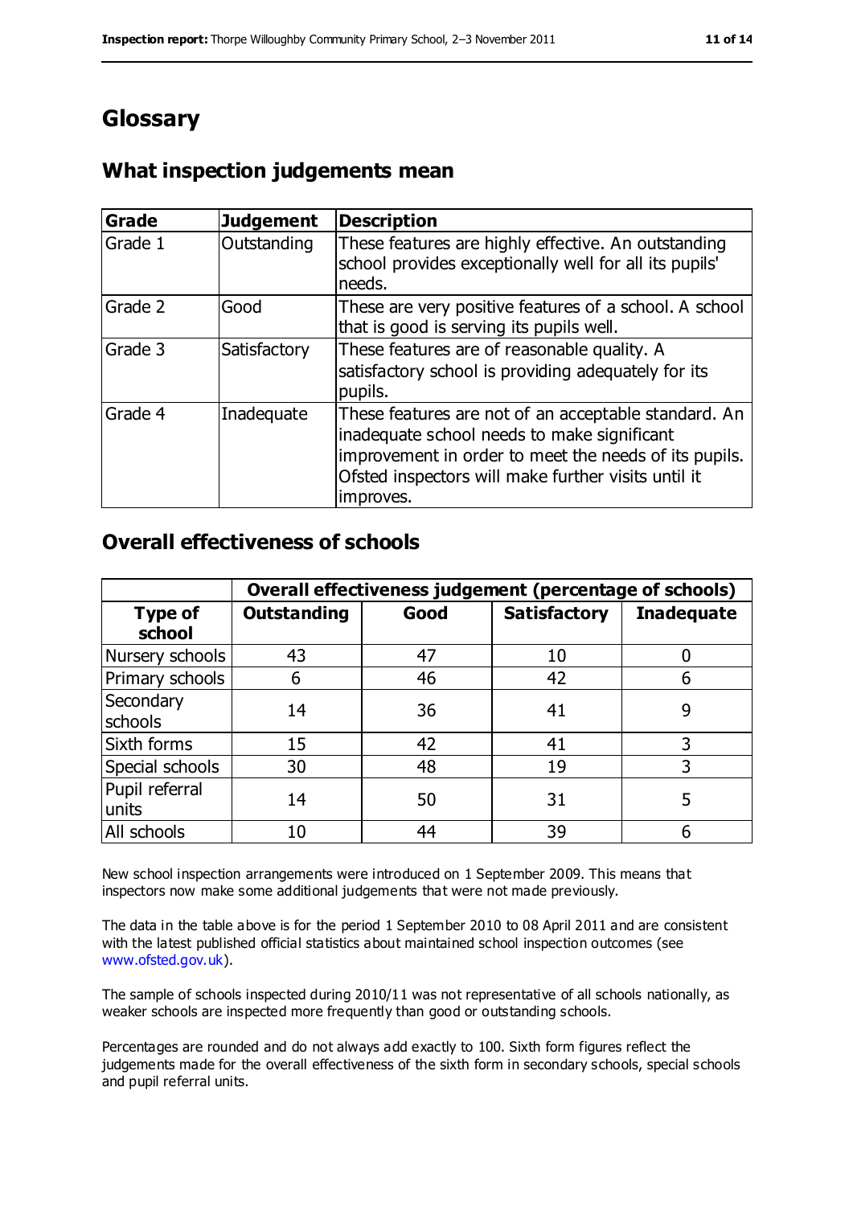# Glossary

## What inspection judgements mean

| Grade | Judgement | Description |
|---|---|---|
| Grade 1 | Outstanding | These features are highly effective. An outstanding school provides exceptionally well for all its pupils' needs. |
| Grade 2 | Good | These are very positive features of a school. A school that is good is serving its pupils well. |
| Grade 3 | Satisfactory | These features are of reasonable quality. A satisfactory school is providing adequately for its pupils. |
| Grade 4 | Inadequate | These features are not of an acceptable standard. An inadequate school needs to make significant improvement in order to meet the needs of its pupils. Ofsted inspectors will make further visits until it improves. |

## Overall effectiveness of schools

| | Overall effectiveness judgement (percentage of schools) | | | |
|---|---|---|---|---|
| **Type of school** | **Outstanding** | **Good** | **Satisfactory** | **Inadequate** |
| Nursery schools | 43 | 47 | 10 | 0 |
| Primary schools | 6 | 46 | 42 | 6 |
| Secondary schools | 14 | 36 | 41 | 9 |
| Sixth forms | 15 | 42 | 41 | 3 |
| Special schools | 30 | 48 | 19 | 3 |
| Pupil referral units | 14 | 50 | 31 | 5 |
| All schools | 10 | 44 | 39 | 6 |

New school inspection arrangements were introduced on 1 September 2009. This means that inspectors now make some additional judgements that were not made previously.

The data in the table above is for the period 1 September 2010 to 08 April 2011 and are consistent with the latest published official statistics about maintained school inspection outcomes (see www.ofsted.gov.uk).

The sample of schools inspected during 2010/11 was not representative of all schools nationally, as weaker schools are inspected more frequently than good or outstanding schools.

Percentages are rounded and do not always add exactly to 100. Sixth form figures reflect the judgements made for the overall effectiveness of the sixth form in secondary schools, special schools and pupil referral units.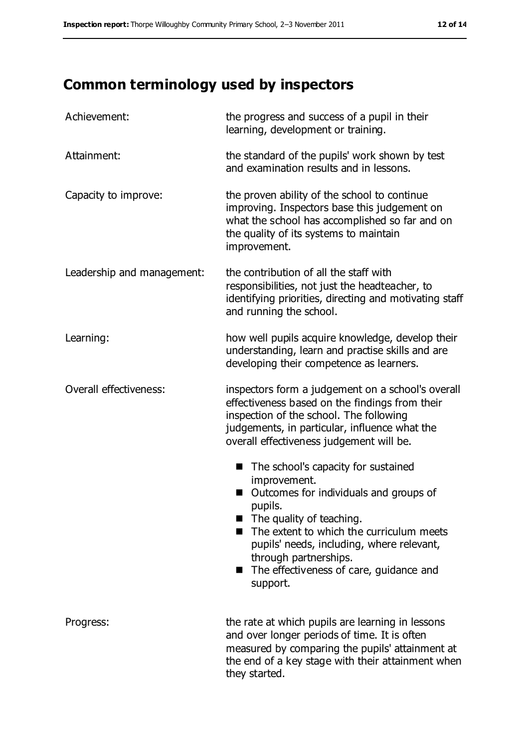## Common terminology used by inspectors

| | |
|---|---|
| Achievement: | the progress and success of a pupil in their learning, development or training. |
| Attainment: | the standard of the pupils' work shown by test and examination results and in lessons. |
| Capacity to improve: | the proven ability of the school to continue improving. Inspectors base this judgement on what the school has accomplished so far and on the quality of its systems to maintain improvement. |
| Leadership and management: | the contribution of all the staff with responsibilities, not just the headteacher, to identifying priorities, directing and motivating staff and running the school. |
| Learning: | how well pupils acquire knowledge, develop their understanding, learn and practise skills and are developing their competence as learners. |
| Overall effectiveness: | inspectors form a judgement on a school's overall effectiveness based on the findings from their inspection of the school. The following judgements, in particular, influence what the overall effectiveness judgement will be. ■ The school's capacity for sustained improvement. ■ Outcomes for individuals and groups of pupils. ■ The quality of teaching. ■ The extent to which the curriculum meets pupils' needs, including, where relevant, through partnerships. ■ The effectiveness of care, guidance and support. |
| Progress: | the rate at which pupils are learning in lessons and over longer periods of time. It is often measured by comparing the pupils' attainment at the end of a key stage with their attainment when they started. |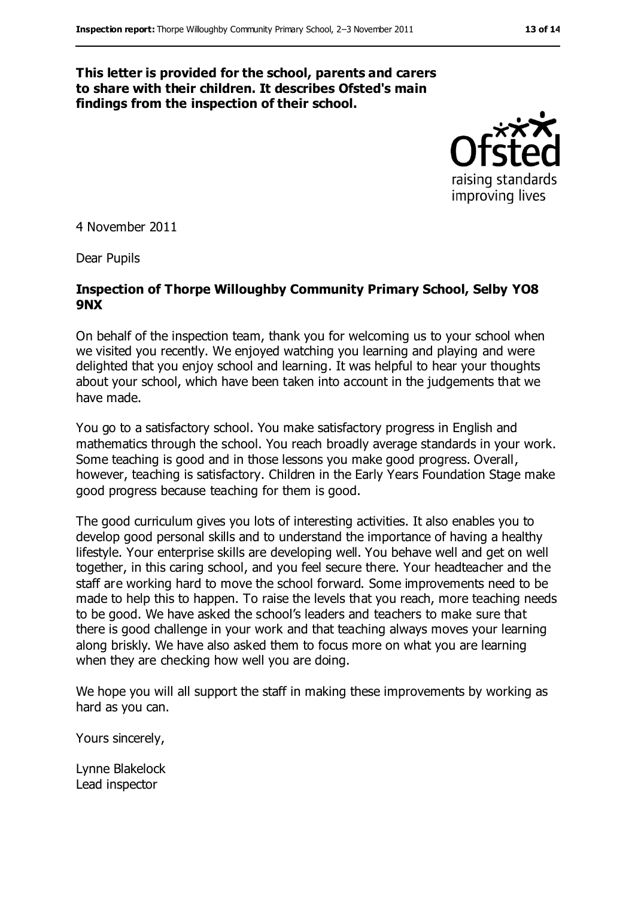**This letter is provided for the school, parents and carers to share with their children. It describes Ofsted's main findings from the inspection of their school.**

4 November 2011

Dear Pupils

**Inspection of Thorpe Willoughby Community Primary School, Selby YO8 9NX**

On behalf of the inspection team, thank you for welcoming us to your school when we visited you recently. We enjoyed watching you learning and playing and were delighted that you enjoy school and learning. It was helpful to hear your thoughts about your school, which have been taken into account in the judgements that we have made.

You go to a satisfactory school. You make satisfactory progress in English and mathematics through the school. You reach broadly average standards in your work. Some teaching is good and in those lessons you make good progress. Overall, however, teaching is satisfactory. Children in the Early Years Foundation Stage make good progress because teaching for them is good.

The good curriculum gives you lots of interesting activities. It also enables you to develop good personal skills and to understand the importance of having a healthy lifestyle. Your enterprise skills are developing well. You behave well and get on well together, in this caring school, and you feel secure there. Your headteacher and the staff are working hard to move the school forward. Some improvements need to be made to help this to happen. To raise the levels that you reach, more teaching needs to be good. We have asked the school's leaders and teachers to make sure that there is good challenge in your work and that teaching always moves your learning along briskly. We have also asked them to focus more on what you are learning when they are checking how well you are doing.

We hope you will all support the staff in making these improvements by working as hard as you can.

Yours sincerely,

Lynne Blakelock
Lead inspector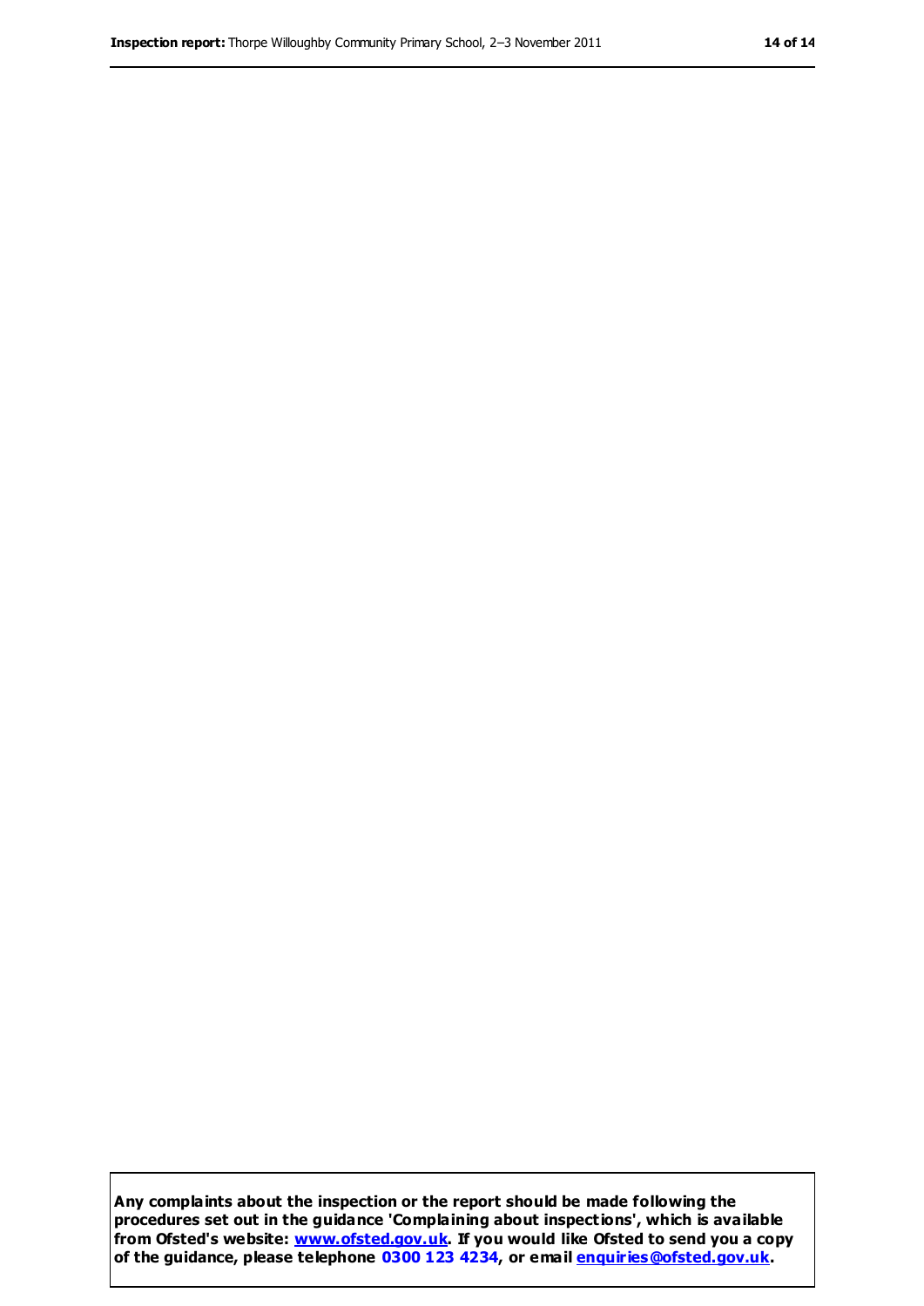**Any complaints about the inspection or the report should be made following the procedures set out in the guidance 'Complaining about inspections', which is available from Ofsted's website: www.ofsted.gov.uk. If you would like Ofsted to send you a copy of the guidance, please telephone 0300 123 4234, or email enquiries@ofsted.gov.uk.**